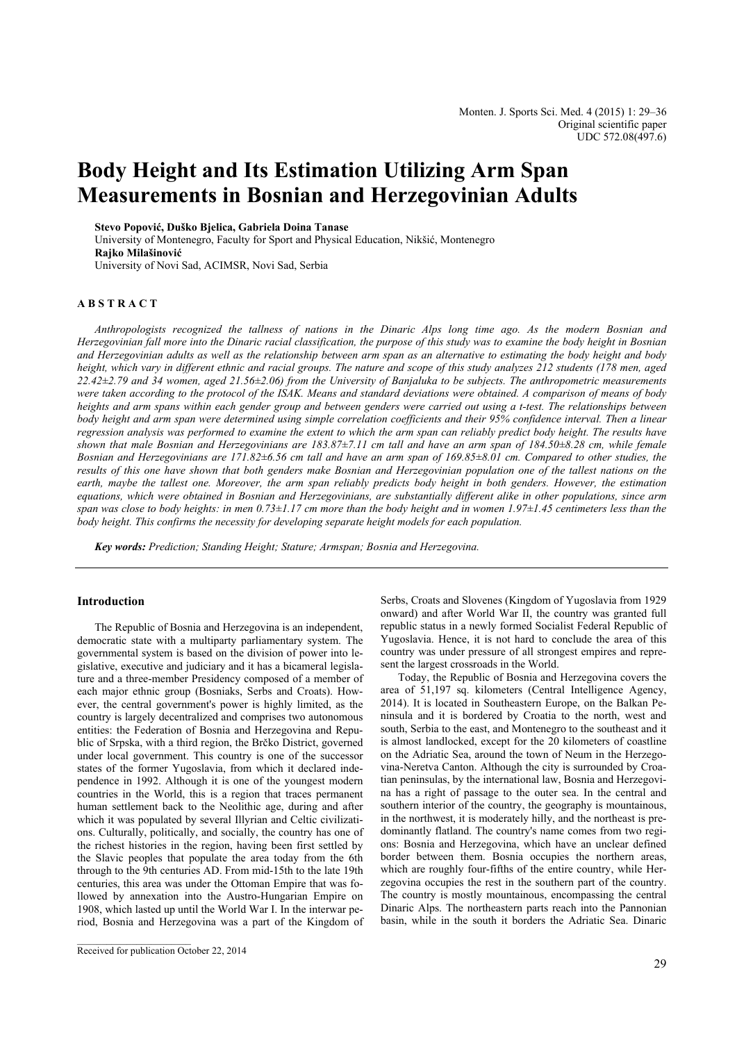Original scientific paper
UDC 572.08(497.6)

# Body Height and Its Estimation Utilizing Arm Span Measurements in Bosnian and Herzegovinian Adults

**Stevo Popović, Duško Bjelica, Gabriela Doina Tanase**
University of Montenegro, Faculty for Sport and Physical Education, Nikšić, Montenegro
**Rajko Milašinović**
University of Novi Sad, ACIMSR, Novi Sad, Serbia

## ABSTRACT

*Anthropologists recognized the tallness of nations in the Dinaric Alps long time ago. As the modern Bosnian and Herzegovinian fall more into the Dinaric racial classification, the purpose of this study was to examine the body height in Bosnian and Herzegovinian adults as well as the relationship between arm span as an alternative to estimating the body height and body height, which vary in different ethnic and racial groups. The nature and scope of this study analyzes 212 students (178 men, aged 22.42±2.79 and 34 women, aged 21.56±2.06) from the University of Banjaluka to be subjects. The anthropometric measurements were taken according to the protocol of the ISAK. Means and standard deviations were obtained. A comparison of means of body heights and arm spans within each gender group and between genders were carried out using a t-test. The relationships between body height and arm span were determined using simple correlation coefficients and their 95% confidence interval. Then a linear regression analysis was performed to examine the extent to which the arm span can reliably predict body height. The results have shown that male Bosnian and Herzegovinians are 183.87±7.11 cm tall and have an arm span of 184.50±8.28 cm, while female Bosnian and Herzegovinians are 171.82±6.56 cm tall and have an arm span of 169.85±8.01 cm. Compared to other studies, the results of this one have shown that both genders make Bosnian and Herzegovinian population one of the tallest nations on the earth, maybe the tallest one. Moreover, the arm span reliably predicts body height in both genders. However, the estimation equations, which were obtained in Bosnian and Herzegovinians, are substantially different alike in other populations, since arm span was close to body heights: in men 0.73±1.17 cm more than the body height and in women 1.97±1.45 centimeters less than the body height. This confirms the necessity for developing separate height models for each population.*

***Key words:** Prediction; Standing Height; Stature; Armspan; Bosnia and Herzegovina.*

## Introduction

The Republic of Bosnia and Herzegovina is an independent, democratic state with a multiparty parliamentary system. The governmental system is based on the division of power into legislative, executive and judiciary and it has a bicameral legislature and a three-member Presidency composed of a member of each major ethnic group (Bosniaks, Serbs and Croats). However, the central government's power is highly limited, as the country is largely decentralized and comprises two autonomous entities: the Federation of Bosnia and Herzegovina and Republic of Srpska, with a third region, the Brčko District, governed under local government. This country is one of the successor states of the former Yugoslavia, from which it declared independence in 1992. Although it is one of the youngest modern countries in the World, this is a region that traces permanent human settlement back to the Neolithic age, during and after which it was populated by several Illyrian and Celtic civilizations. Culturally, politically, and socially, the country has one of the richest histories in the region, having been first settled by the Slavic peoples that populate the area today from the 6th through to the 9th centuries AD. From mid-15th to the late 19th centuries, this area was under the Ottoman Empire that was followed by annexation into the Austro-Hungarian Empire on 1908, which lasted up until the World War I. In the interwar period, Bosnia and Herzegovina was a part of the Kingdom of Serbs, Croats and Slovenes (Kingdom of Yugoslavia from 1929 onward) and after World War II, the country was granted full republic status in a newly formed Socialist Federal Republic of Yugoslavia. Hence, it is not hard to conclude the area of this country was under pressure of all strongest empires and represent the largest crossroads in the World.

Today, the Republic of Bosnia and Herzegovina covers the area of 51,197 sq. kilometers (Central Intelligence Agency, 2014). It is located in Southeastern Europe, on the Balkan Peninsula and it is bordered by Croatia to the north, west and south, Serbia to the east, and Montenegro to the southeast and it is almost landlocked, except for the 20 kilometers of coastline on the Adriatic Sea, around the town of Neum in the Herzegovina-Neretva Canton. Although the city is surrounded by Croatian peninsulas, by the international law, Bosnia and Herzegovina has a right of passage to the outer sea. In the central and southern interior of the country, the geography is mountainous, in the northwest, it is moderately hilly, and the northeast is predominantly flatland. The country's name comes from two regions: Bosnia and Herzegovina, which have an unclear defined border between them. Bosnia occupies the northern areas, which are roughly four-fifths of the entire country, while Herzegovina occupies the rest in the southern part of the country. The country is mostly mountainous, encompassing the central Dinaric Alps. The northeastern parts reach into the Pannonian basin, while in the south it borders the Adriatic Sea. Dinaric

Received for publication October 22, 2014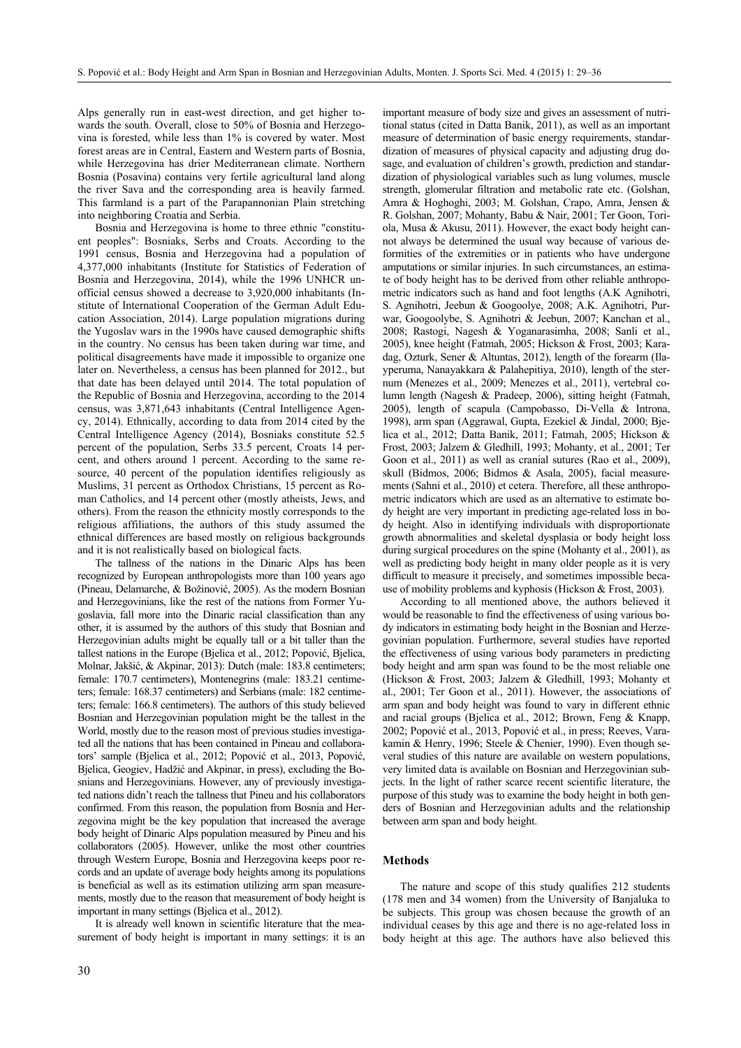Alps generally run in east-west direction, and get higher towards the south. Overall, close to 50% of Bosnia and Herzegovina is forested, while less than 1% is covered by water. Most forest areas are in Central, Eastern and Western parts of Bosnia, while Herzegovina has drier Mediterranean climate. Northern Bosnia (Posavina) contains very fertile agricultural land along the river Sava and the corresponding area is heavily farmed. This farmland is a part of the Parapannonian Plain stretching into neighboring Croatia and Serbia.

Bosnia and Herzegovina is home to three ethnic "constituent peoples": Bosniaks, Serbs and Croats. According to the 1991 census, Bosnia and Herzegovina had a population of 4,377,000 inhabitants (Institute for Statistics of Federation of Bosnia and Herzegovina, 2014), while the 1996 UNHCR unofficial census showed a decrease to 3,920,000 inhabitants (Institute of International Cooperation of the German Adult Education Association, 2014). Large population migrations during the Yugoslav wars in the 1990s have caused demographic shifts in the country. No census has been taken during war time, and political disagreements have made it impossible to organize one later on. Nevertheless, a census has been planned for 2012., but that date has been delayed until 2014. The total population of the Republic of Bosnia and Herzegovina, according to the 2014 census, was 3,871,643 inhabitants (Central Intelligence Agency, 2014). Ethnically, according to data from 2014 cited by the Central Intelligence Agency (2014), Bosniaks constitute 52.5 percent of the population, Serbs 33.5 percent, Croats 14 percent, and others around 1 percent. According to the same resource, 40 percent of the population identifies religiously as Muslims, 31 percent as Orthodox Christians, 15 percent as Roman Catholics, and 14 percent other (mostly atheists, Jews, and others). From the reason the ethnicity mostly corresponds to the religious affiliations, the authors of this study assumed the ethnical differences are based mostly on religious backgrounds and it is not realistically based on biological facts.

The tallness of the nations in the Dinaric Alps has been recognized by European anthropologists more than 100 years ago (Pineau, Delamarche, & Božinović, 2005). As the modern Bosnian and Herzegovinians, like the rest of the nations from Former Yugoslavia, fall more into the Dinaric racial classification than any other, it is assumed by the authors of this study that Bosnian and Herzegovinian adults might be equally tall or a bit taller than the tallest nations in the Europe (Bjelica et al., 2012; Popović, Bjelica, Molnar, Jakšić, & Akpinar, 2013): Dutch (male: 183.8 centimeters; female: 170.7 centimeters), Montenegrins (male: 183.21 centimeters; female: 168.37 centimeters) and Serbians (male: 182 centimeters; female: 166.8 centimeters). The authors of this study believed Bosnian and Herzegovinian population might be the tallest in the World, mostly due to the reason most of previous studies investigated all the nations that has been contained in Pineau and collaborators' sample (Bjelica et al., 2012; Popović et al., 2013, Popović, Bjelica, Geogiev, Hadžić and Akpinar, in press), excluding the Bosnians and Herzegovinians. However, any of previously investigated nations didn't reach the tallness that Pineu and his collaborators confirmed. From this reason, the population from Bosnia and Herzegovina might be the key population that increased the average body height of Dinaric Alps population measured by Pineu and his collaborators (2005). However, unlike the most other countries through Western Europe, Bosnia and Herzegovina keeps poor records and an update of average body heights among its populations is beneficial as well as its estimation utilizing arm span measurements, mostly due to the reason that measurement of body height is important in many settings (Bjelica et al., 2012).

It is already well known in scientific literature that the measurement of body height is important in many settings: it is an important measure of body size and gives an assessment of nutritional status (cited in Datta Banik, 2011), as well as an important measure of determination of basic energy requirements, standardization of measures of physical capacity and adjusting drug dosage, and evaluation of children's growth, prediction and standardization of physiological variables such as lung volumes, muscle strength, glomerular filtration and metabolic rate etc. (Golshan, Amra & Hoghoghi, 2003; M. Golshan, Crapo, Amra, Jensen & R. Golshan, 2007; Mohanty, Babu & Nair, 2001; Ter Goon, Toriola, Musa & Akusu, 2011). However, the exact body height cannot always be determined the usual way because of various deformities of the extremities or in patients who have undergone amputations or similar injuries. In such circumstances, an estimate of body height has to be derived from other reliable anthropometric indicators such as hand and foot lengths (A.K Agnihotri, S. Agnihotri, Jeebun & Googoolye, 2008; A.K. Agnihotri, Purwar, Googoolybe, S. Agnihotri & Jeebun, 2007; Kanchan et al., 2008; Rastogi, Nagesh & Yoganarasimha, 2008; Sanli et al., 2005), knee height (Fatmah, 2005; Hickson & Frost, 2003; Karadag, Ozturk, Sener & Altuntas, 2012), length of the forearm (Ilayperuma, Nanayakkara & Palahepitiya, 2010), length of the sternum (Menezes et al., 2009; Menezes et al., 2011), vertebral column length (Nagesh & Pradeep, 2006), sitting height (Fatmah, 2005), length of scapula (Campobasso, Di-Vella & Introna, 1998), arm span (Aggrawal, Gupta, Ezekiel & Jindal, 2000; Bjelica et al., 2012; Datta Banik, 2011; Fatmah, 2005; Hickson & Frost, 2003; Jalzem & Gledhill, 1993; Mohanty, et al., 2001; Ter Goon et al., 2011) as well as cranial sutures (Rao et al., 2009), skull (Bidmos, 2006; Bidmos & Asala, 2005), facial measurements (Sahni et al., 2010) et cetera. Therefore, all these anthropometric indicators which are used as an alternative to estimate body height are very important in predicting age-related loss in body height. Also in identifying individuals with disproportionate growth abnormalities and skeletal dysplasia or body height loss during surgical procedures on the spine (Mohanty et al., 2001), as well as predicting body height in many older people as it is very difficult to measure it precisely, and sometimes impossible because of mobility problems and kyphosis (Hickson & Frost, 2003).

According to all mentioned above, the authors believed it would be reasonable to find the effectiveness of using various body indicators in estimating body height in the Bosnian and Herzegovinian population. Furthermore, several studies have reported the effectiveness of using various body parameters in predicting body height and arm span was found to be the most reliable one (Hickson & Frost, 2003; Jalzem & Gledhill, 1993; Mohanty et al., 2001; Ter Goon et al., 2011). However, the associations of arm span and body height was found to vary in different ethnic and racial groups (Bjelica et al., 2012; Brown, Feng & Knapp, 2002; Popović et al., 2013, Popović et al., in press; Reeves, Varakamin & Henry, 1996; Steele & Chenier, 1990). Even though several studies of this nature are available on western populations, very limited data is available on Bosnian and Herzegovinian subjects. In the light of rather scarce recent scientific literature, the purpose of this study was to examine the body height in both genders of Bosnian and Herzegovinian adults and the relationship between arm span and body height.

## Methods

The nature and scope of this study qualifies 212 students (178 men and 34 women) from the University of Banjaluka to be subjects. This group was chosen because the growth of an individual ceases by this age and there is no age-related loss in body height at this age. The authors have also believed this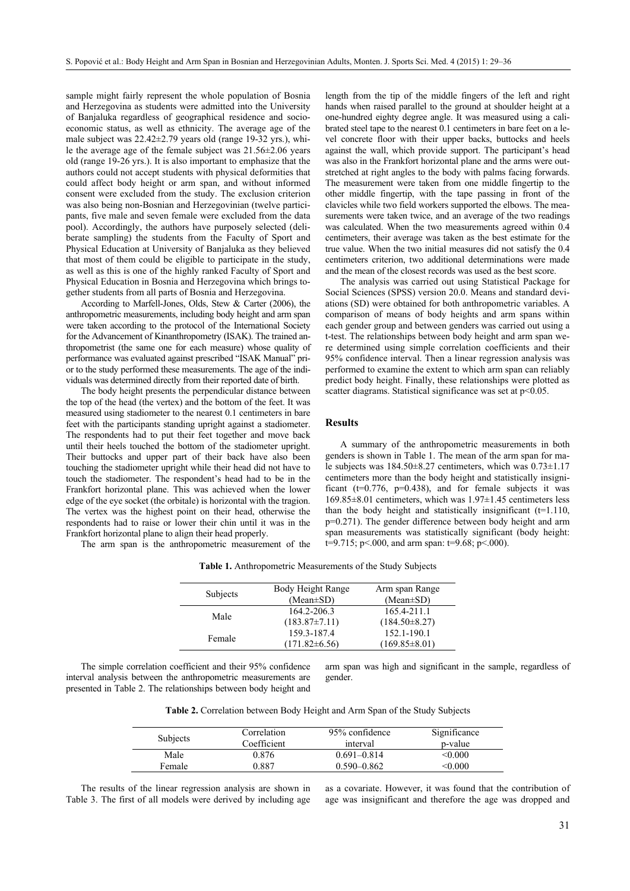sample might fairly represent the whole population of Bosnia and Herzegovina as students were admitted into the University of Banjaluka regardless of geographical residence and socio-economic status, as well as ethnicity. The average age of the male subject was 22.42±2.79 years old (range 19-32 yrs.), while the average age of the female subject was 21.56±2.06 years old (range 19-26 yrs.). It is also important to emphasize that the authors could not accept students with physical deformities that could affect body height or arm span, and without informed consent were excluded from the study. The exclusion criterion was also being non-Bosnian and Herzegovinian (twelve participants, five male and seven female were excluded from the data pool). Accordingly, the authors have purposely selected (deliberate sampling) the students from the Faculty of Sport and Physical Education at University of Banjaluka as they believed that most of them could be eligible to participate in the study, as well as this is one of the highly ranked Faculty of Sport and Physical Education in Bosnia and Herzegovina which brings together students from all parts of Bosnia and Herzegovina.

According to Marfell-Jones, Olds, Stew & Carter (2006), the anthropometric measurements, including body height and arm span were taken according to the protocol of the International Society for the Advancement of Kinanthropometry (ISAK). The trained anthropometrist (the same one for each measure) whose quality of performance was evaluated against prescribed "ISAK Manual" prior to the study performed these measurements. The age of the individuals was determined directly from their reported date of birth.

The body height presents the perpendicular distance between the top of the head (the vertex) and the bottom of the feet. It was measured using stadiometer to the nearest 0.1 centimeters in bare feet with the participants standing upright against a stadiometer. The respondents had to put their feet together and move back until their heels touched the bottom of the stadiometer upright. Their buttocks and upper part of their back have also been touching the stadiometer upright while their head did not have to touch the stadiometer. The respondent's head had to be in the Frankfort horizontal plane. This was achieved when the lower edge of the eye socket (the orbitale) is horizontal with the tragion. The vertex was the highest point on their head, otherwise the respondents had to raise or lower their chin until it was in the Frankfort horizontal plane to align their head properly.

The arm span is the anthropometric measurement of the length from the tip of the middle fingers of the left and right hands when raised parallel to the ground at shoulder height at a one-hundred eighty degree angle. It was measured using a calibrated steel tape to the nearest 0.1 centimeters in bare feet on a level concrete floor with their upper backs, buttocks and heels against the wall, which provide support. The participant's head was also in the Frankfort horizontal plane and the arms were outstretched at right angles to the body with palms facing forwards. The measurement were taken from one middle fingertip to the other middle fingertip, with the tape passing in front of the clavicles while two field workers supported the elbows. The measurements were taken twice, and an average of the two readings was calculated. When the two measurements agreed within 0.4 centimeters, their average was taken as the best estimate for the true value. When the two initial measures did not satisfy the 0.4 centimeters criterion, two additional determinations were made and the mean of the closest records was used as the best score.

The analysis was carried out using Statistical Package for Social Sciences (SPSS) version 20.0. Means and standard deviations (SD) were obtained for both anthropometric variables. A comparison of means of body heights and arm spans within each gender group and between genders was carried out using a t-test. The relationships between body height and arm span were determined using simple correlation coefficients and their 95% confidence interval. Then a linear regression analysis was performed to examine the extent to which arm span can reliably predict body height. Finally, these relationships were plotted as scatter diagrams. Statistical significance was set at $p<0.05$.

## Results

A summary of the anthropometric measurements in both genders is shown in Table 1. The mean of the arm span for male subjects was 184.50±8.27 centimeters, which was 0.73±1.17 centimeters more than the body height and statistically insignificant ($t=0.776$, $p=0.438$), and for female subjects it was 169.85±8.01 centimeters, which was 1.97±1.45 centimeters less than the body height and statistically insignificant ($t=1.110$, $p=0.271$). The gender difference between body height and arm span measurements was statistically significant (body height: $t=9.715$; $p<.000$, and arm span: $t=9.68$; $p<.000$).

**Table 1.** Anthropometric Measurements of the Study Subjects

| Subjects | Body Height Range (Mean±SD) | Arm span Range (Mean±SD) |
|---|---|---|
| Male | 164.2-206.3 (183.87±7.11) | 165.4-211.1 (184.50±8.27) |
| Female | 159.3-187.4 (171.82±6.56) | 152.1-190.1 (169.85±8.01) |

The simple correlation coefficient and their 95% confidence interval analysis between the anthropometric measurements are presented in Table 2. The relationships between body height and arm span was high and significant in the sample, regardless of gender.

**Table 2.** Correlation between Body Height and Arm Span of the Study Subjects

| Subjects | Correlation Coefficient | 95% confidence interval | Significance p-value |
|---|---|---|---|
| Male | 0.876 | 0.691–0.814 | <0.000 |
| Female | 0.887 | 0.590–0.862 | <0.000 |

The results of the linear regression analysis are shown in Table 3. The first of all models were derived by including age as a covariate. However, it was found that the contribution of age was insignificant and therefore the age was dropped and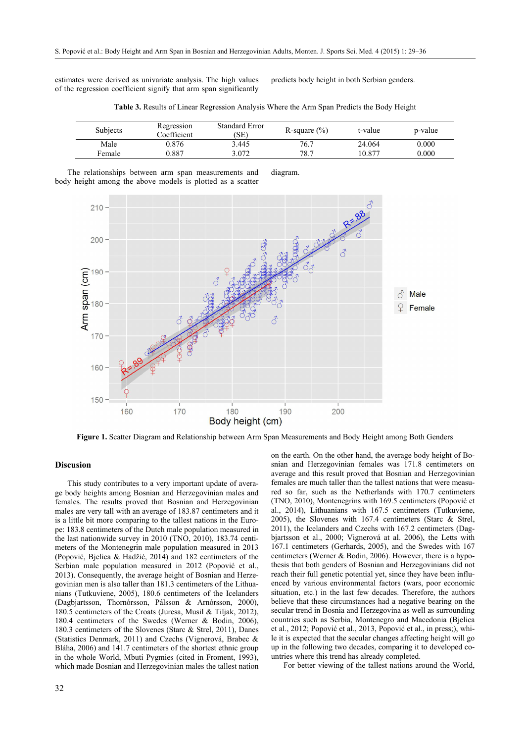estimates were derived as univariate analysis. The high values of the regression coefficient signify that arm span significantly predicts body height in both Serbian genders.

**Table 3.** Results of Linear Regression Analysis Where the Arm Span Predicts the Body Height

| Subjects | Regression Coefficient | Standard Error (SE) | R-square (%) | t-value | p-value |
|---|---|---|---|---|---|
| Male | 0.876 | 3.445 | 76.7 | 24.064 | 0.000 |
| Female | 0.887 | 3.072 | 78.7 | 10.877 | 0.000 |

The relationships between arm span measurements and body height among the above models is plotted as a scatter diagram.

**Figure 1.** Scatter Diagram and Relationship between Arm Span Measurements and Body Height among Both Genders

## Discussion

This study contributes to a very important update of average body heights among Bosnian and Herzegovinian males and females. The results proved that Bosnian and Herzegovinian males are very tall with an average of 183.87 centimeters and it is a little bit more comparing to the tallest nations in the Europe: 183.8 centimeters of the Dutch male population measured in the last nationwide survey in 2010 (TNO, 2010), 183.74 centimeters of the Montenegrin male population measured in 2013 (Popović, Bjelica & Hadžić, 2014) and 182 centimeters of the Serbian male population measured in 2012 (Popović et al., 2013). Consequently, the average height of Bosnian and Herzegovinian men is also taller than 181.3 centimeters of the Lithuanians (Tutkuviene, 2005), 180.6 centimeters of the Icelanders (Dagbjartsson, Thornórsson, Pálsson & Arnórsson, 2000), 180.5 centimeters of the Croats (Juresa, Musil & Tiljak, 2012), 180.4 centimeters of the Swedes (Werner & Bodin, 2006), 180.3 centimeters of the Slovenes (Starc & Strel, 2011), Danes (Statistics Denmark, 2011) and Czechs (Vignerová, Brabec & Bláha, 2006) and 141.7 centimeters of the shortest ethnic group in the whole World, Mbuti Pygmies (cited in Froment, 1993), which made Bosnian and Herzegovinian males the tallest nation on the earth. On the other hand, the average body height of Bosnian and Herzegovinian females was 171.8 centimeters on average and this result proved that Bosnian and Herzegovinian females are much taller than the tallest nations that were measured so far, such as the Netherlands with 170.7 centimeters (TNO, 2010), Montenegrins with 169.5 centimeters (Popović et al., 2014), Lithuanians with 167.5 centimeters (Tutkuviene, 2005), the Slovenes with 167.4 centimeters (Starc & Strel, 2011), the Icelanders and Czechs with 167.2 centimeters (Dagbjartsson et al., 2000; Vignerová at al. 2006), the Letts with 167.1 centimeters (Gerhards, 2005), and the Swedes with 167 centimeters (Werner & Bodin, 2006). However, there is a hypothesis that both genders of Bosnian and Herzegovinians did not reach their full genetic potential yet, since they have been influenced by various environmental factors (wars, poor economic situation, etc.) in the last few decades. Therefore, the authors believe that these circumstances had a negative bearing on the secular trend in Bosnia and Herzegovina as well as surrounding countries such as Serbia, Montenegro and Macedonia (Bjelica et al., 2012; Popović et al., 2013, Popović et al., in press;), while it is expected that the secular changes affecting height will go up in the following two decades, comparing it to developed countries where this trend has already completed.

For better viewing of the tallest nations around the World,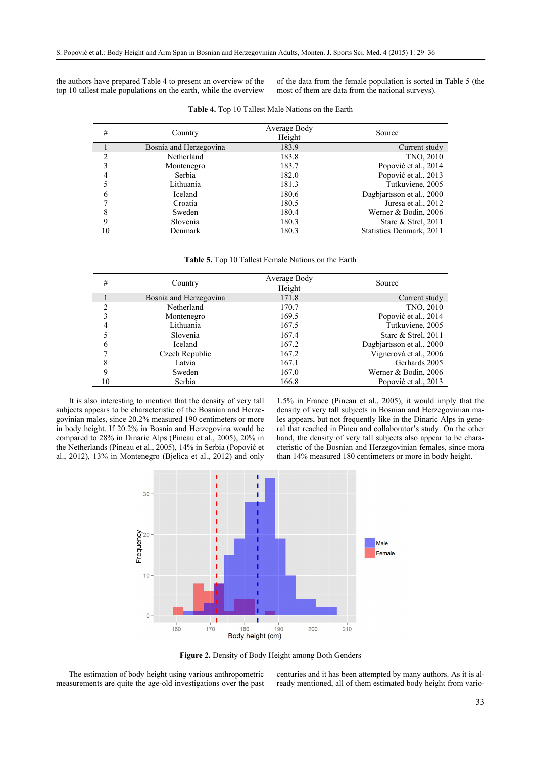the authors have prepared Table 4 to present an overview of the top 10 tallest male populations on the earth, while the overview of the data from the female population is sorted in Table 5 (the most of them are data from the national surveys).

**Table 4.** Top 10 Tallest Male Nations on the Earth

| # | Country | Average Body Height | Source |
|---|---|---|---|
| 1 | Bosnia and Herzegovina | 183.9 | Current study |
| 2 | Netherland | 183.8 | TNO, 2010 |
| 3 | Montenegro | 183.7 | Popović et al., 2014 |
| 4 | Serbia | 182.0 | Popović et al., 2013 |
| 5 | Lithuania | 181.3 | Tutkuviene, 2005 |
| 6 | Iceland | 180.6 | Dagbjartsson et al., 2000 |
| 7 | Croatia | 180.5 | Juresa et al., 2012 |
| 8 | Sweden | 180.4 | Werner & Bodin, 2006 |
| 9 | Slovenia | 180.3 | Starc & Strel, 2011 |
| 10 | Denmark | 180.3 | Statistics Denmark, 2011 |

**Table 5.** Top 10 Tallest Female Nations on the Earth

| # | Country | Average Body Height | Source |
|---|---|---|---|
| 1 | Bosnia and Herzegovina | 171.8 | Current study |
| 2 | Netherland | 170.7 | TNO, 2010 |
| 3 | Montenegro | 169.5 | Popović et al., 2014 |
| 4 | Lithuania | 167.5 | Tutkuviene, 2005 |
| 5 | Slovenia | 167.4 | Starc & Strel, 2011 |
| 6 | Iceland | 167.2 | Dagbjartsson et al., 2000 |
| 7 | Czech Republic | 167.2 | Vignerová et al., 2006 |
| 8 | Latvia | 167.1 | Gerhards 2005 |
| 9 | Sweden | 167.0 | Werner & Bodin, 2006 |
| 10 | Serbia | 166.8 | Popović et al., 2013 |

It is also interesting to mention that the density of very tall subjects appears to be characteristic of the Bosnian and Herzegovinian males, since 20.2% measured 190 centimeters or more in body height. If 20.2% in Bosnia and Herzegovina would be compared to 28% in Dinaric Alps (Pineau et al., 2005), 20% in the Netherlands (Pineau et al., 2005), 14% in Serbia (Popović et al., 2012), 13% in Montenegro (Bjelica et al., 2012) and only 1.5% in France (Pineau et al., 2005), it would imply that the density of very tall subjects in Bosnian and Herzegovinian males appears, but not frequently like in the Dinaric Alps in general that reached in Pineu and collaborator's study. On the other hand, the density of very tall subjects also appear to be characteristic of the Bosnian and Herzegovinian females, since mora than 14% measured 180 centimeters or more in body height.

**Figure 2.** Density of Body Height among Both Genders

The estimation of body height using various anthropometric measurements are quite the age-old investigations over the past centuries and it has been attempted by many authors. As it is already mentioned, all of them estimated body height from vario-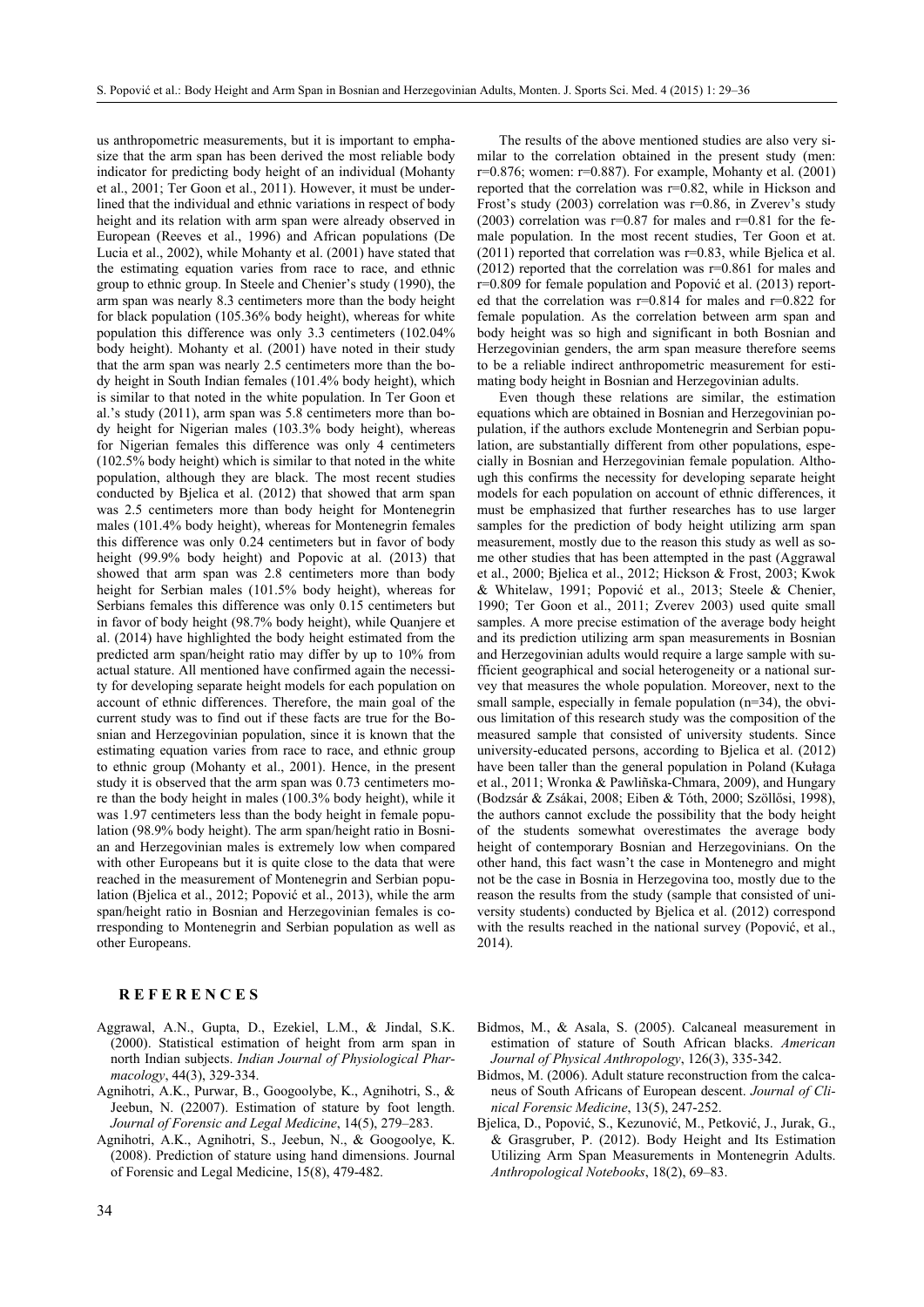us anthropometric measurements, but it is important to emphasize that the arm span has been derived the most reliable body indicator for predicting body height of an individual (Mohanty et al., 2001; Ter Goon et al., 2011). However, it must be underlined that the individual and ethnic variations in respect of body height and its relation with arm span were already observed in European (Reeves et al., 1996) and African populations (De Lucia et al., 2002), while Mohanty et al. (2001) have stated that the estimating equation varies from race to race, and ethnic group to ethnic group. In Steele and Chenier's study (1990), the arm span was nearly 8.3 centimeters more than the body height for black population (105.36% body height), whereas for white population this difference was only 3.3 centimeters (102.04% body height). Mohanty et al. (2001) have noted in their study that the arm span was nearly 2.5 centimeters more than the body height in South Indian females (101.4% body height), which is similar to that noted in the white population. In Ter Goon et al.'s study (2011), arm span was 5.8 centimeters more than body height for Nigerian males (103.3% body height), whereas for Nigerian females this difference was only 4 centimeters (102.5% body height) which is similar to that noted in the white population, although they are black. The most recent studies conducted by Bjelica et al. (2012) that showed that arm span was 2.5 centimeters more than body height for Montenegrin males (101.4% body height), whereas for Montenegrin females this difference was only 0.24 centimeters but in favor of body height (99.9% body height) and Popovic at al. (2013) that showed that arm span was 2.8 centimeters more than body height for Serbian males (101.5% body height), whereas for Serbians females this difference was only 0.15 centimeters but in favor of body height (98.7% body height), while Quanjere et al. (2014) have highlighted the body height estimated from the predicted arm span/height ratio may differ by up to 10% from actual stature. All mentioned have confirmed again the necessity for developing separate height models for each population on account of ethnic differences. Therefore, the main goal of the current study was to find out if these facts are true for the Bosnian and Herzegovinian population, since it is known that the estimating equation varies from race to race, and ethnic group to ethnic group (Mohanty et al., 2001). Hence, in the present study it is observed that the arm span was 0.73 centimeters more than the body height in males (100.3% body height), while it was 1.97 centimeters less than the body height in female population (98.9% body height). The arm span/height ratio in Bosnian and Herzegovinian males is extremely low when compared with other Europeans but it is quite close to the data that were reached in the measurement of Montenegrin and Serbian population (Bjelica et al., 2012; Popović et al., 2013), while the arm span/height ratio in Bosnian and Herzegovinian females is corresponding to Montenegrin and Serbian population as well as other Europeans.

The results of the above mentioned studies are also very similar to the correlation obtained in the present study (men: r=0.876; women: r=0.887). For example, Mohanty et al. (2001) reported that the correlation was r=0.82, while in Hickson and Frost's study (2003) correlation was r=0.86, in Zverev's study (2003) correlation was r=0.87 for males and r=0.81 for the female population. In the most recent studies, Ter Goon et at. (2011) reported that correlation was r=0.83, while Bjelica et al. (2012) reported that the correlation was r=0.861 for males and r=0.809 for female population and Popović et al. (2013) reported that the correlation was r=0.814 for males and r=0.822 for female population. As the correlation between arm span and body height was so high and significant in both Bosnian and Herzegovinian genders, the arm span measure therefore seems to be a reliable indirect anthropometric measurement for estimating body height in Bosnian and Herzegovinian adults.

Even though these relations are similar, the estimation equations which are obtained in Bosnian and Herzegovinian population, if the authors exclude Montenegrin and Serbian population, are substantially different from other populations, especially in Bosnian and Herzegovinian female population. Although this confirms the necessity for developing separate height models for each population on account of ethnic differences, it must be emphasized that further researches has to use larger samples for the prediction of body height utilizing arm span measurement, mostly due to the reason this study as well as some other studies that has been attempted in the past (Aggrawal et al., 2000; Bjelica et al., 2012; Hickson & Frost, 2003; Kwok & Whitelaw, 1991; Popović et al., 2013; Steele & Chenier, 1990; Ter Goon et al., 2011; Zverev 2003) used quite small samples. A more precise estimation of the average body height and its prediction utilizing arm span measurements in Bosnian and Herzegovinian adults would require a large sample with sufficient geographical and social heterogeneity or a national survey that measures the whole population. Moreover, next to the small sample, especially in female population (n=34), the obvious limitation of this research study was the composition of the measured sample that consisted of university students. Since university-educated persons, according to Bjelica et al. (2012) have been taller than the general population in Poland (Kułaga et al., 2011; Wronka & Pawliñska-Chmara, 2009), and Hungary (Bodzsár & Zsákai, 2008; Eiben & Tóth, 2000; Szöllősi, 1998), the authors cannot exclude the possibility that the body height of the students somewhat overestimates the average body height of contemporary Bosnian and Herzegovinians. On the other hand, this fact wasn't the case in Montenegro and might not be the case in Bosnia in Herzegovina too, mostly due to the reason the results from the study (sample that consisted of university students) conducted by Bjelica et al. (2012) correspond with the results reached in the national survey (Popović, et al., 2014).

## REFERENCES

Aggrawal, A.N., Gupta, D., Ezekiel, L.M., & Jindal, S.K. (2000). Statistical estimation of height from arm span in north Indian subjects. *Indian Journal of Physiological Pharmacology*, 44(3), 329-334.

Agnihotri, A.K., Purwar, B., Googoolybe, K., Agnihotri, S., & Jeebun, N. (22007). Estimation of stature by foot length. *Journal of Forensic and Legal Medicine*, 14(5), 279–283.

Agnihotri, A.K., Agnihotri, S., Jeebun, N., & Googoolye, K. (2008). Prediction of stature using hand dimensions. Journal of Forensic and Legal Medicine, 15(8), 479-482.

Bidmos, M., & Asala, S. (2005). Calcaneal measurement in estimation of stature of South African blacks. *American Journal of Physical Anthropology*, 126(3), 335-342.

Bidmos, M. (2006). Adult stature reconstruction from the calcaneus of South Africans of European descent. *Journal of Clinical Forensic Medicine*, 13(5), 247-252.

Bjelica, D., Popović, S., Kezunović, M., Petković, J., Jurak, G., & Grasgruber, P. (2012). Body Height and Its Estimation Utilizing Arm Span Measurements in Montenegrin Adults. *Anthropological Notebooks*, 18(2), 69–83.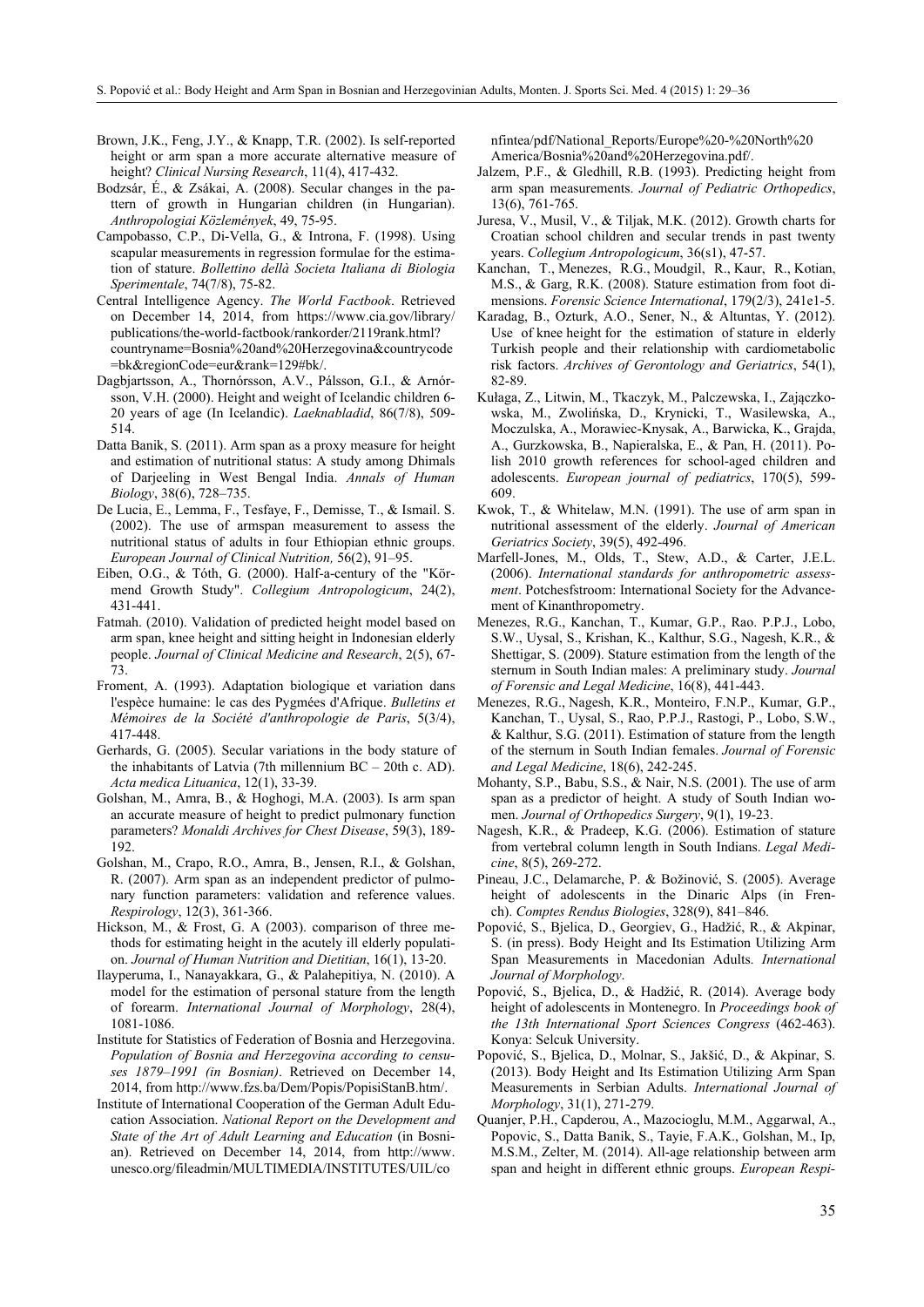Brown, J.K., Feng, J.Y., & Knapp, T.R. (2002). Is self-reported height or arm span a more accurate alternative measure of height? *Clinical Nursing Research*, 11(4), 417-432.

Bodzsár, É., & Zsákai, A. (2008). Secular changes in the pattern of growth in Hungarian children (in Hungarian). *Anthropologiai Közlemények*, 49, 75-95.

Campobasso, C.P., Di-Vella, G., & Introna, F. (1998). Using scapular measurements in regression formulae for the estimation of stature. *Bollettino dellà Societa Italiana di Biologia Sperimentale*, 74(7/8), 75-82.

Central Intelligence Agency. *The World Factbook*. Retrieved on December 14, 2014, from https://www.cia.gov/library/publications/the-world-factbook/rankorder/2119rank.html?countryname=Bosnia%20and%20Herzegovina&countrycode=bk&regionCode=eur&rank=129#bk/.

Dagbjartsson, A., Thornórsson, A.V., Pálsson, G.I., & Arnórsson, V.H. (2000). Height and weight of Icelandic children 6-20 years of age (In Icelandic). *Laeknabladid*, 86(7/8), 509-514.

Datta Banik, S. (2011). Arm span as a proxy measure for height and estimation of nutritional status: A study among Dhimals of Darjeeling in West Bengal India. *Annals of Human Biology*, 38(6), 728–735.

De Lucia, E., Lemma, F., Tesfaye, F., Demisse, T., & Ismail. S. (2002). The use of armspan measurement to assess the nutritional status of adults in four Ethiopian ethnic groups. *European Journal of Clinical Nutrition,* 56(2), 91–95.

Eiben, O.G., & Tóth, G. (2000). Half-a-century of the "Körmend Growth Study". *Collegium Antropologicum*, 24(2), 431-441.

Fatmah. (2010). Validation of predicted height model based on arm span, knee height and sitting height in Indonesian elderly people. *Journal of Clinical Medicine and Research*, 2(5), 67-73.

Froment, A. (1993). Adaptation biologique et variation dans l'espèce humaine: le cas des Pygmées d'Afrique. *Bulletins et Mémoires de la Société d'anthropologie de Paris*, 5(3/4), 417-448.

Gerhards, G. (2005). Secular variations in the body stature of the inhabitants of Latvia (7th millennium BC – 20th c. AD). *Acta medica Lituanica*, 12(1), 33-39.

Golshan, M., Amra, B., & Hoghogi, M.A. (2003). Is arm span an accurate measure of height to predict pulmonary function parameters? *Monaldi Archives for Chest Disease*, 59(3), 189-192.

Golshan, M., Crapo, R.O., Amra, B., Jensen, R.I., & Golshan, R. (2007). Arm span as an independent predictor of pulmonary function parameters: validation and reference values. *Respirology*, 12(3), 361-366.

Hickson, M., & Frost, G. A (2003). comparison of three methods for estimating height in the acutely ill elderly population. *Journal of Human Nutrition and Dietitian*, 16(1), 13-20.

Ilayperuma, I., Nanayakkara, G., & Palahepitiya, N. (2010). A model for the estimation of personal stature from the length of forearm. *International Journal of Morphology*, 28(4), 1081-1086.

Institute for Statistics of Federation of Bosnia and Herzegovina. *Population of Bosnia and Herzegovina according to censuses 1879–1991 (in Bosnian)*. Retrieved on December 14, 2014, from http://www.fzs.ba/Dem/Popis/PopisiStanB.htm/.

Institute of International Cooperation of the German Adult Education Association. *National Report on the Development and State of the Art of Adult Learning and Education* (in Bosnian). Retrieved on December 14, 2014, from http://www.unesco.org/fileadmin/MULTIMEDIA/INSTITUTES/UIL/confintea/pdf/National_Reports/Europe%20-%20North%20America/Bosnia%20and%20Herzegovina.pdf/.

Jalzem, P.F., & Gledhill, R.B. (1993). Predicting height from arm span measurements. *Journal of Pediatric Orthopedics*, 13(6), 761-765.

Juresa, V., Musil, V., & Tiljak, M.K. (2012). Growth charts for Croatian school children and secular trends in past twenty years. *Collegium Antropologicum*, 36(s1), 47-57.

Kanchan, T., Menezes, R.G., Moudgil, R., Kaur, R., Kotian, M.S., & Garg, R.K. (2008). Stature estimation from foot dimensions. *Forensic Science International*, 179(2/3), 241e1-5.

Karadag, B., Ozturk, A.O., Sener, N., & Altuntas, Y. (2012). Use of knee height for the estimation of stature in elderly Turkish people and their relationship with cardiometabolic risk factors. *Archives of Gerontology and Geriatrics*, 54(1), 82-89.

Kułaga, Z., Litwin, M., Tkaczyk, M., Palczewska, I., Zajączkowska, M., Zwolińska, D., Krynicki, T., Wasilewska, A., Moczulska, A., Morawiec-Knysak, A., Barwicka, K., Grajda, A., Gurzkowska, B., Napieralska, E., & Pan, H. (2011). Polish 2010 growth references for school-aged children and adolescents. *European journal of pediatrics*, 170(5), 599-609.

Kwok, T., & Whitelaw, M.N. (1991). The use of arm span in nutritional assessment of the elderly. *Journal of American Geriatrics Society*, 39(5), 492-496.

Marfell-Jones, M., Olds, T., Stew, A.D., & Carter, J.E.L. (2006). *International standards for anthropometric assessment*. Potchesfstroom: International Society for the Advancement of Kinanthropometry.

Menezes, R.G., Kanchan, T., Kumar, G.P., Rao. P.P.J., Lobo, S.W., Uysal, S., Krishan, K., Kalthur, S.G., Nagesh, K.R., & Shettigar, S. (2009). Stature estimation from the length of the sternum in South Indian males: A preliminary study. *Journal of Forensic and Legal Medicine*, 16(8), 441-443.

Menezes, R.G., Nagesh, K.R., Monteiro, F.N.P., Kumar, G.P., Kanchan, T., Uysal, S., Rao, P.P.J., Rastogi, P., Lobo, S.W., & Kalthur, S.G. (2011). Estimation of stature from the length of the sternum in South Indian females. *Journal of Forensic and Legal Medicine*, 18(6), 242-245.

Mohanty, S.P., Babu, S.S., & Nair, N.S. (2001). The use of arm span as a predictor of height. A study of South Indian women. *Journal of Orthopedics Surgery*, 9(1), 19-23.

Nagesh, K.R., & Pradeep, K.G. (2006). Estimation of stature from vertebral column length in South Indians. *Legal Medicine*, 8(5), 269-272.

Pineau, J.C., Delamarche, P. & Božinović, S. (2005). Average height of adolescents in the Dinaric Alps (in French). *Comptes Rendus Biologies*, 328(9), 841–846.

Popović, S., Bjelica, D., Georgiev, G., Hadžić, R., & Akpinar, S. (in press). Body Height and Its Estimation Utilizing Arm Span Measurements in Macedonian Adults. *International Journal of Morphology*.

Popović, S., Bjelica, D., & Hadžić, R. (2014). Average body height of adolescents in Montenegro. In *Proceedings book of the 13th International Sport Sciences Congress* (462-463). Konya: Selcuk University.

Popović, S., Bjelica, D., Molnar, S., Jakšić, D., & Akpinar, S. (2013). Body Height and Its Estimation Utilizing Arm Span Measurements in Serbian Adults. *International Journal of Morphology*, 31(1), 271-279.

Quanjer, P.H., Capderou, A., Mazocioglu, M.M., Aggarwal, A., Popovic, S., Datta Banik, S., Tayie, F.A.K., Golshan, M., Ip, M.S.M., Zelter, M. (2014). All-age relationship between arm span and height in different ethnic groups. *European Respi-*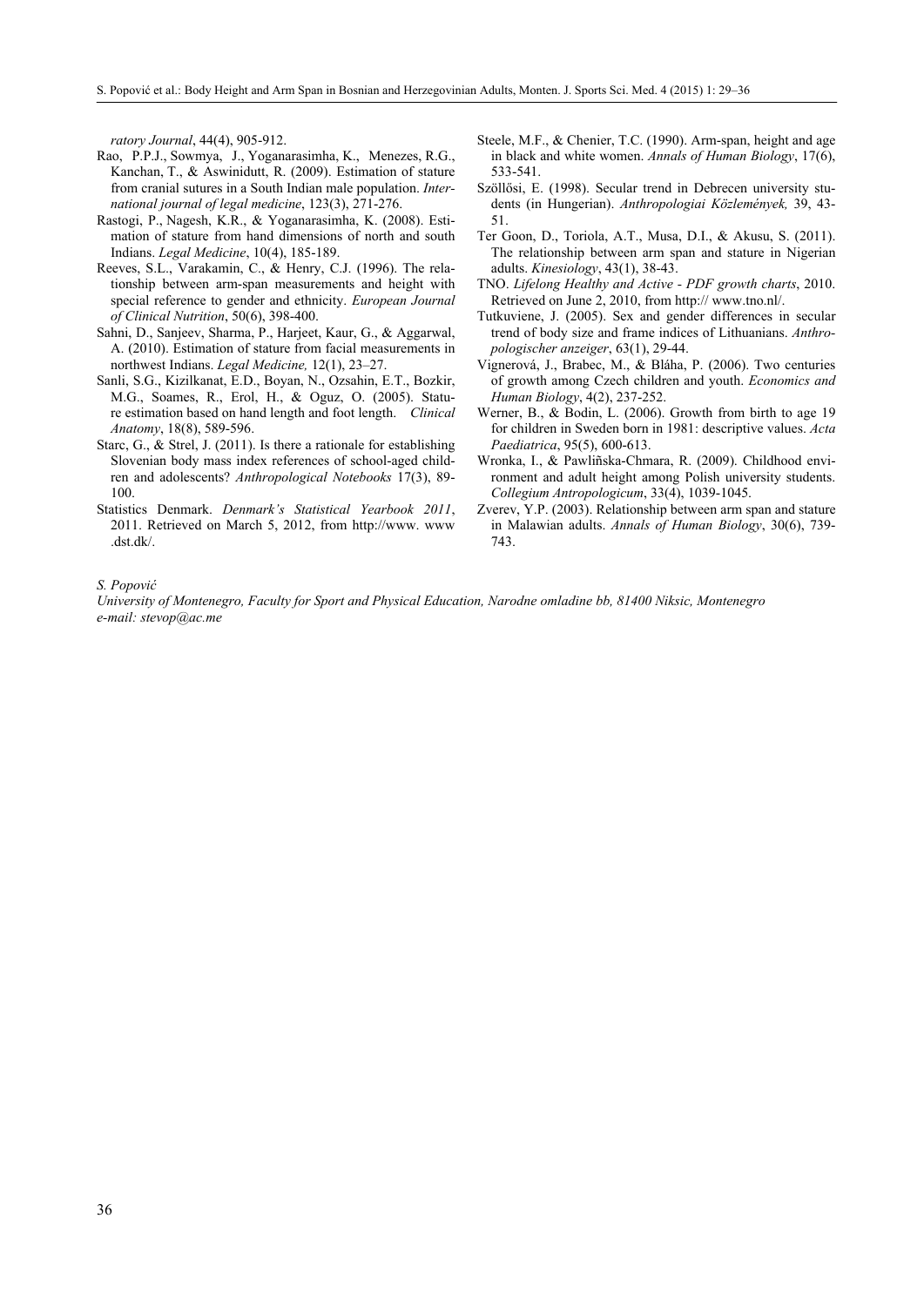*ratory Journal*, 44(4), 905-912.

Rao, P.P.J., Sowmya, J., Yoganarasimha, K., Menezes, R.G., Kanchan, T., & Aswinidutt, R. (2009). Estimation of stature from cranial sutures in a South Indian male population. *International journal of legal medicine*, 123(3), 271-276.

Rastogi, P., Nagesh, K.R., & Yoganarasimha, K. (2008). Estimation of stature from hand dimensions of north and south Indians. *Legal Medicine*, 10(4), 185-189.

Reeves, S.L., Varakamin, C., & Henry, C.J. (1996). The relationship between arm-span measurements and height with special reference to gender and ethnicity. *European Journal of Clinical Nutrition*, 50(6), 398-400.

Sahni, D., Sanjeev, Sharma, P., Harjeet, Kaur, G., & Aggarwal, A. (2010). Estimation of stature from facial measurements in northwest Indians. *Legal Medicine,* 12(1), 23–27.

Sanli, S.G., Kizilkanat, E.D., Boyan, N., Ozsahin, E.T., Bozkir, M.G., Soames, R., Erol, H., & Oguz, O. (2005). Stature estimation based on hand length and foot length. *Clinical Anatomy*, 18(8), 589-596.

Starc, G., & Strel, J. (2011). Is there a rationale for establishing Slovenian body mass index references of school-aged children and adolescents? *Anthropological Notebooks* 17(3), 89-100.

Statistics Denmark. *Denmark's Statistical Yearbook 2011*, 2011. Retrieved on March 5, 2012, from http://www. www .dst.dk/.

Steele, M.F., & Chenier, T.C. (1990). Arm-span, height and age in black and white women. *Annals of Human Biology*, 17(6), 533-541.

Szöllősi, E. (1998). Secular trend in Debrecen university students (in Hungerian). *Anthropologiai Közlemények,* 39, 43-51.

Ter Goon, D., Toriola, A.T., Musa, D.I., & Akusu, S. (2011). The relationship between arm span and stature in Nigerian adults. *Kinesiology*, 43(1), 38-43.

TNO. *Lifelong Healthy and Active - PDF growth charts*, 2010. Retrieved on June 2, 2010, from http:// www.tno.nl/.

Tutkuviene, J. (2005). Sex and gender differences in secular trend of body size and frame indices of Lithuanians. *Anthropologischer anzeiger*, 63(1), 29-44.

Vignerová, J., Brabec, M., & Bláha, P. (2006). Two centuries of growth among Czech children and youth. *Economics and Human Biology*, 4(2), 237-252.

Werner, B., & Bodin, L. (2006). Growth from birth to age 19 for children in Sweden born in 1981: descriptive values. *Acta Paediatrica*, 95(5), 600-613.

Wronka, I., & Pawliñska-Chmara, R. (2009). Childhood environment and adult height among Polish university students. *Collegium Antropologicum*, 33(4), 1039-1045.

Zverev, Y.P. (2003). Relationship between arm span and stature in Malawian adults. *Annals of Human Biology*, 30(6), 739-743.

*S. Popović*

*University of Montenegro, Faculty for Sport and Physical Education, Narodne omladine bb, 81400 Niksic, Montenegro*
*e-mail: stevop@ac.me*